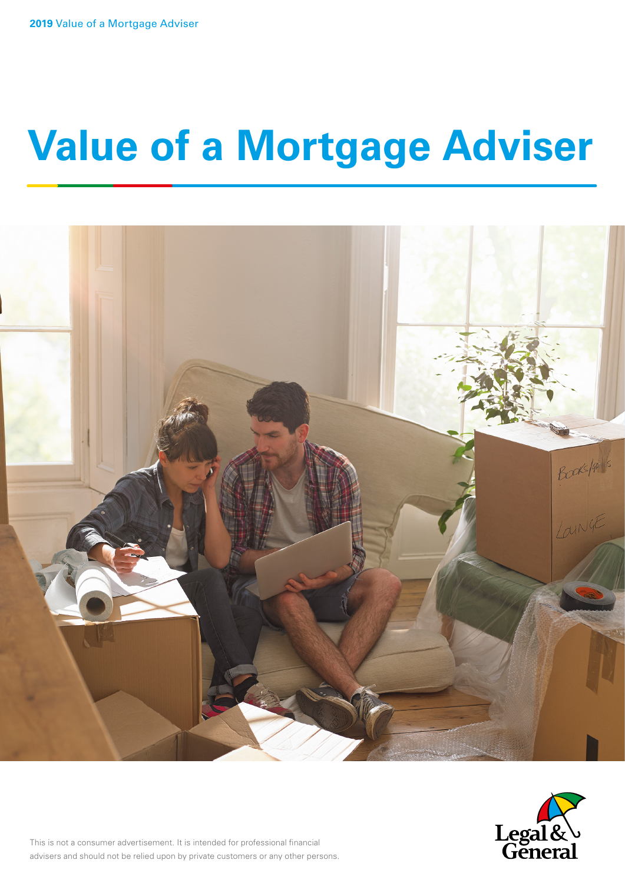**2019** Value of a Mortgage Adviser

# Value of a Mortgage Adviser

This is not a consumer advertisement. It is intended for professional financial advisers and should not be relied upon by private customers or any other persons.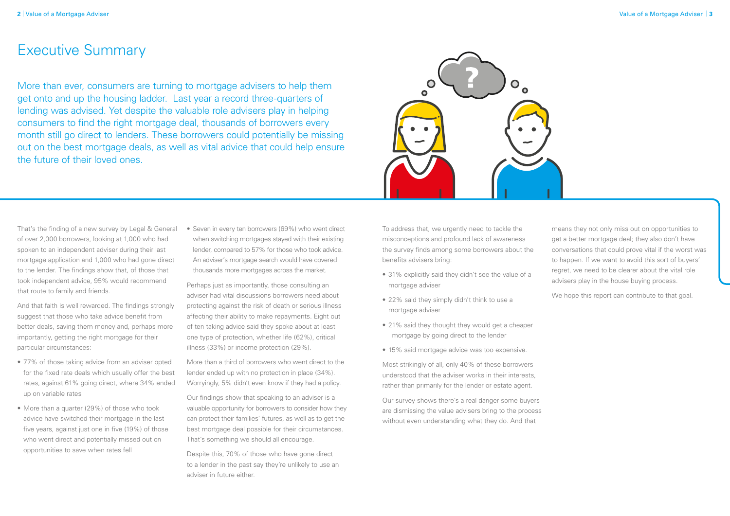# Executive Summary

More than ever, consumers are turning to mortgage advisers to help them get onto and up the housing ladder. Last year a record three-quarters of lending was advised. Yet despite the valuable role advisers play in helping consumers to find the right mortgage deal, thousands of borrowers every month still go direct to lenders. These borrowers could potentially be missing out on the best mortgage deals, as well as vital advice that could help ensure the future of their loved ones.

That's the finding of a new survey by Legal & General of over 2,000 borrowers, looking at 1,000 who had spoken to an independent adviser during their last mortgage application and 1,000 who had gone direct to the lender. The findings show that, of those that took independent advice, 95% would recommend that route to family and friends.

And that faith is well rewarded. The findings strongly suggest that those who take advice benefit from better deals, saving them money and, perhaps more importantly, getting the right mortgage for their particular circumstances:

- 77% of those taking advice from an adviser opted for the fixed rate deals which usually offer the best rates, against 61% going direct, where 34% ended up on variable rates
- More than a quarter (29%) of those who took advice have switched their mortgage in the last five years, against just one in five (19%) of those who went direct and potentially missed out on opportunities to save when rates fell
- Seven in every ten borrowers (69%) who went direct when switching mortgages stayed with their existing lender, compared to 57% for those who took advice. An adviser's mortgage search would have covered thousands more mortgages across the market.

Perhaps just as importantly, those consulting an adviser had vital discussions borrowers need about protecting against the risk of death or serious illness affecting their ability to make repayments. Eight out of ten taking advice said they spoke about at least one type of protection, whether life (62%), critical illness (33%) or income protection (29%).

More than a third of borrowers who went direct to the lender ended up with no protection in place (34%). Worryingly, 5% didn't even know if they had a policy.

Our findings show that speaking to an adviser is a valuable opportunity for borrowers to consider how they can protect their families' futures, as well as to get the best mortgage deal possible for their circumstances. That's something we should all encourage.

Despite this, 70% of those who have gone direct to a lender in the past say they're unlikely to use an adviser in future either.

To address that, we urgently need to tackle the misconceptions and profound lack of awareness the survey finds among some borrowers about the benefits advisers bring:

- 31% explicitly said they didn't see the value of a mortgage adviser
- 22% said they simply didn't think to use a mortgage adviser
- 21% said they thought they would get a cheaper mortgage by going direct to the lender
- 15% said mortgage advice was too expensive.

Most strikingly of all, only 40% of these borrowers understood that the adviser works in their interests, rather than primarily for the lender or estate agent.

Our survey shows there's a real danger some buyers are dismissing the value advisers bring to the process without even understanding what they do. And that means they not only miss out on opportunities to get a better mortgage deal; they also don't have conversations that could prove vital if the worst was to happen. If we want to avoid this sort of buyers' regret, we need to be clearer about the vital role advisers play in the house buying process.

We hope this report can contribute to that goal.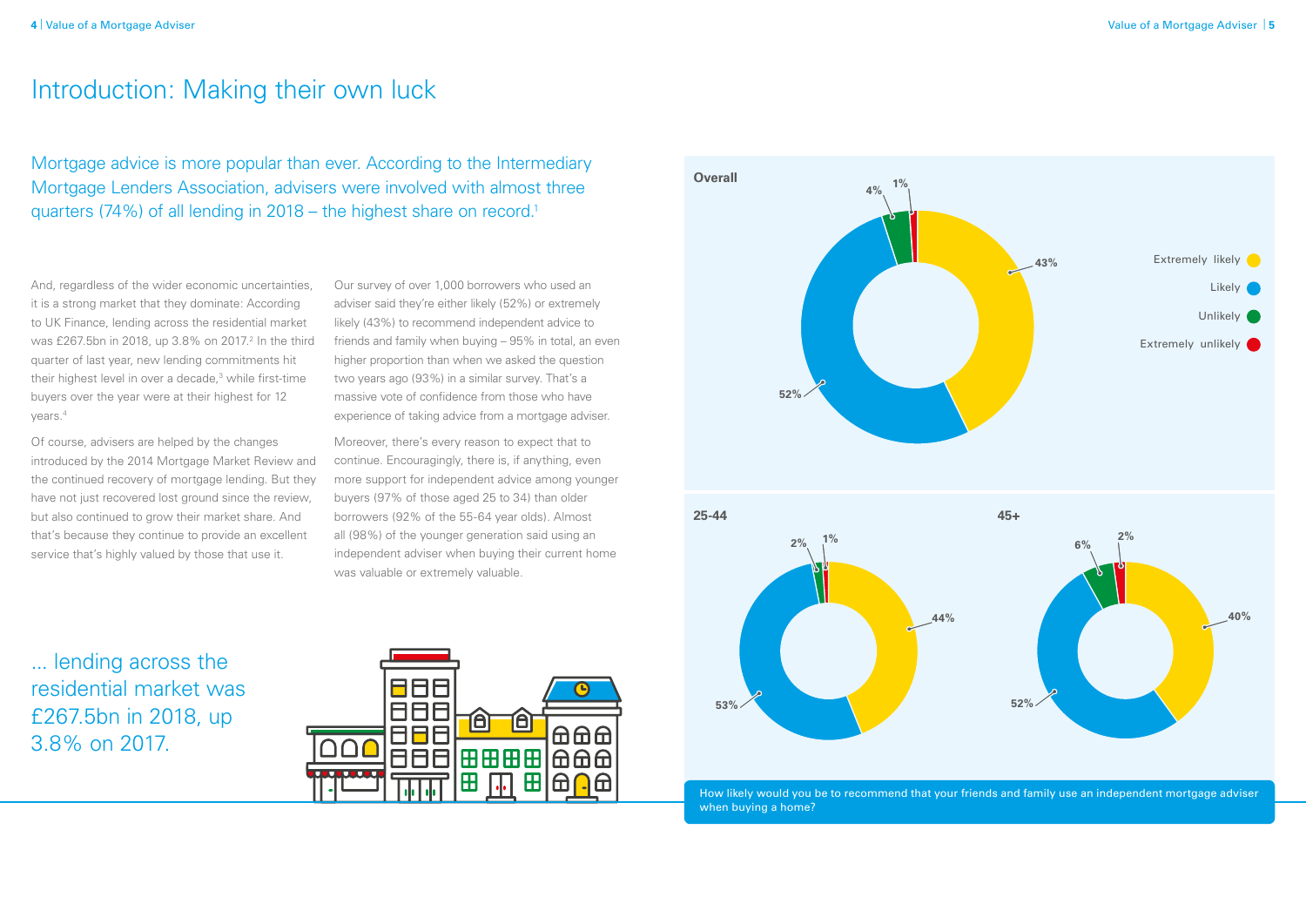# Introduction: Making their own luck

Mortgage advice is more popular than ever. According to the Intermediary Mortgage Lenders Association, advisers were involved with almost three quarters (74%) of all lending in 2018 – the highest share on record.[1]

And, regardless of the wider economic uncertainties, it is a strong market that they dominate: According to UK Finance, lending across the residential market was £267.5bn in 2018, up 3.8% on 2017.[2] In the third quarter of last year, new lending commitments hit their highest level in over a decade,[3] while first-time buyers over the year were at their highest for 12 years.[4]

Of course, advisers are helped by the changes introduced by the 2014 Mortgage Market Review and the continued recovery of mortgage lending. But they have not just recovered lost ground since the review, but also continued to grow their market share. And that's because they continue to provide an excellent service that's highly valued by those that use it.

Our survey of over 1,000 borrowers who used an adviser said they're either likely (52%) or extremely likely (43%) to recommend independent advice to friends and family when buying – 95% in total, an even higher proportion than when we asked the question two years ago (93%) in a similar survey. That's a massive vote of confidence from those who have experience of taking advice from a mortgage adviser.

Moreover, there's every reason to expect that to continue. Encouragingly, there is, if anything, even more support for independent advice among younger buyers (97% of those aged 25 to 34) than older borrowers (92% of the 55-64 year olds). Almost all (98%) of the younger generation said using an independent adviser when buying their current home was valuable or extremely valuable.

... lending across the residential market was £267.5bn in 2018, up 3.8% on 2017.

| | Extremely likely | Likely | Unlikely | Extremely unlikely |
|---|---|---|---|---|
| Overall | 43% | 52% | 4% | 1% |
| 25-44 | 44% | 53% | 2% | 1% |
| 45+ | 40% | 52% | 6% | 2% |

How likely would you be to recommend that your friends and family use an independent mortgage adviser when buying a home?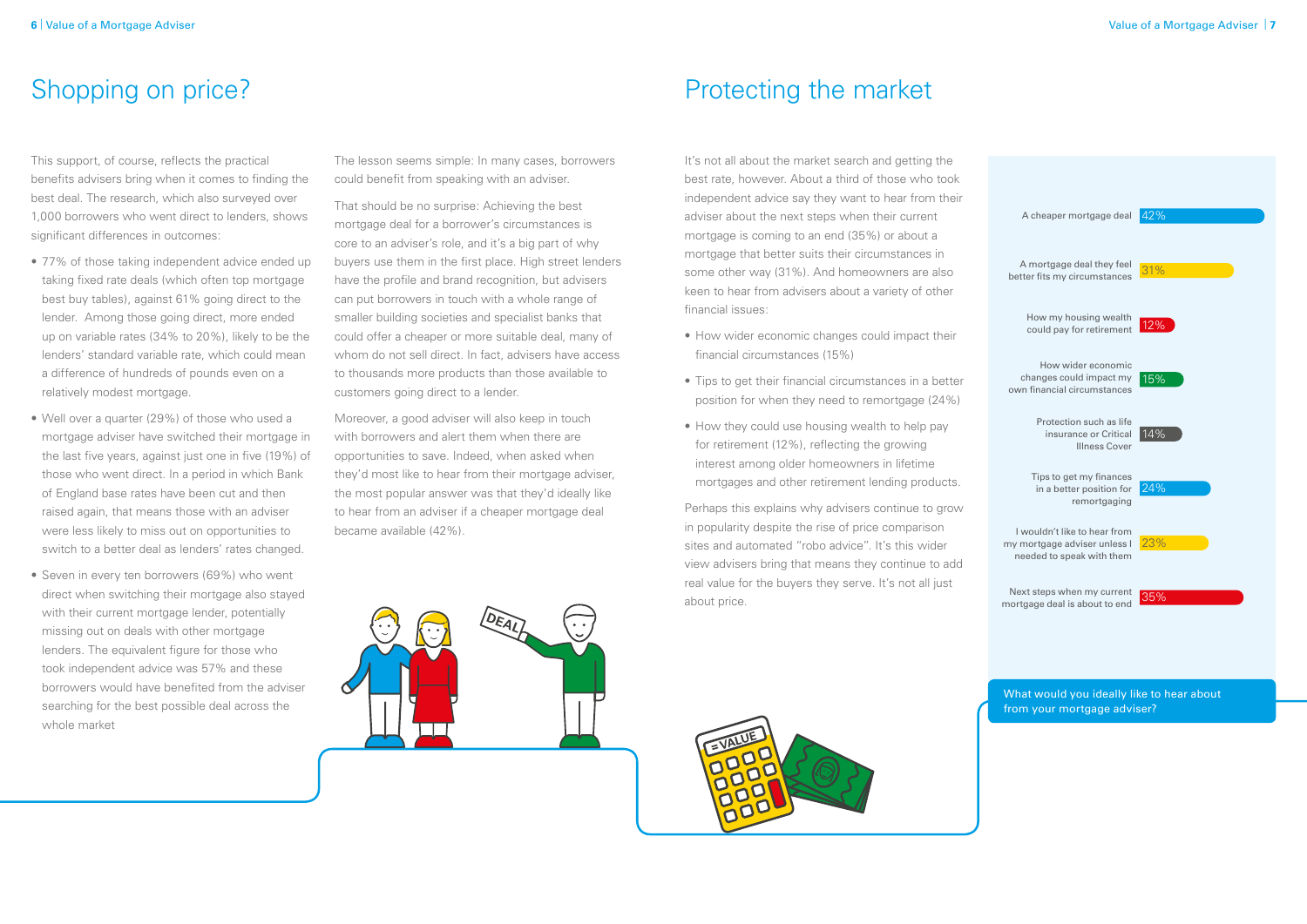# Shopping on price?

This support, of course, reflects the practical benefits advisers bring when it comes to finding the best deal. The research, which also surveyed over 1,000 borrowers who went direct to lenders, shows significant differences in outcomes:

- 77% of those taking independent advice ended up taking fixed rate deals (which often top mortgage best buy tables), against 61% going direct to the lender. Among those going direct, more ended up on variable rates (34% to 20%), likely to be the lenders' standard variable rate, which could mean a difference of hundreds of pounds even on a relatively modest mortgage.
- Well over a quarter (29%) of those who used a mortgage adviser have switched their mortgage in the last five years, against just one in five (19%) of those who went direct. In a period in which Bank of England base rates have been cut and then raised again, that means those with an adviser were less likely to miss out on opportunities to switch to a better deal as lenders' rates changed.
- Seven in every ten borrowers (69%) who went direct when switching their mortgage also stayed with their current mortgage lender, potentially missing out on deals with other mortgage lenders. The equivalent figure for those who took independent advice was 57% and these borrowers would have benefited from the adviser searching for the best possible deal across the whole market

The lesson seems simple: In many cases, borrowers could benefit from speaking with an adviser.

That should be no surprise: Achieving the best mortgage deal for a borrower's circumstances is core to an adviser's role, and it's a big part of why buyers use them in the first place. High street lenders have the profile and brand recognition, but advisers can put borrowers in touch with a whole range of smaller building societies and specialist banks that could offer a cheaper or more suitable deal, many of whom do not sell direct. In fact, advisers have access to thousands more products than those available to customers going direct to a lender.

Moreover, a good adviser will also keep in touch with borrowers and alert them when there are opportunities to save. Indeed, when asked when they'd most like to hear from their mortgage adviser, the most popular answer was that they'd ideally like to hear from an adviser if a cheaper mortgage deal became available (42%).

# Protecting the market

It's not all about the market search and getting the best rate, however. About a third of those who took independent advice say they want to hear from their adviser about the next steps when their current mortgage is coming to an end (35%) or about a mortgage that better suits their circumstances in some other way (31%). And homeowners are also keen to hear from advisers about a variety of other financial issues:

- How wider economic changes could impact their financial circumstances (15%)
- Tips to get their financial circumstances in a better position for when they need to remortgage (24%)
- How they could use housing wealth to help pay for retirement (12%), reflecting the growing interest among older homeowners in lifetime mortgages and other retirement lending products.

Perhaps this explains why advisers continue to grow in popularity despite the rise of price comparison sites and automated "robo advice". It's this wider view advisers bring that means they continue to add real value for the buyers they serve. It's not all just about price.

| What would you ideally like to hear about from your mortgage adviser? | % |
|---|---|
| A cheaper mortgage deal | 42% |
| A mortgage deal they feel better fits my circumstances | 31% |
| How my housing wealth could pay for retirement | 12% |
| How wider economic changes could impact my own financial circumstances | 15% |
| Protection such as life insurance or Critical Illness Cover | 14% |
| Tips to get my finances in a better position for remortgaging | 24% |
| I wouldn't like to hear from my mortgage adviser unless I needed to speak with them | 23% |
| Next steps when my current mortgage deal is about to end | 35% |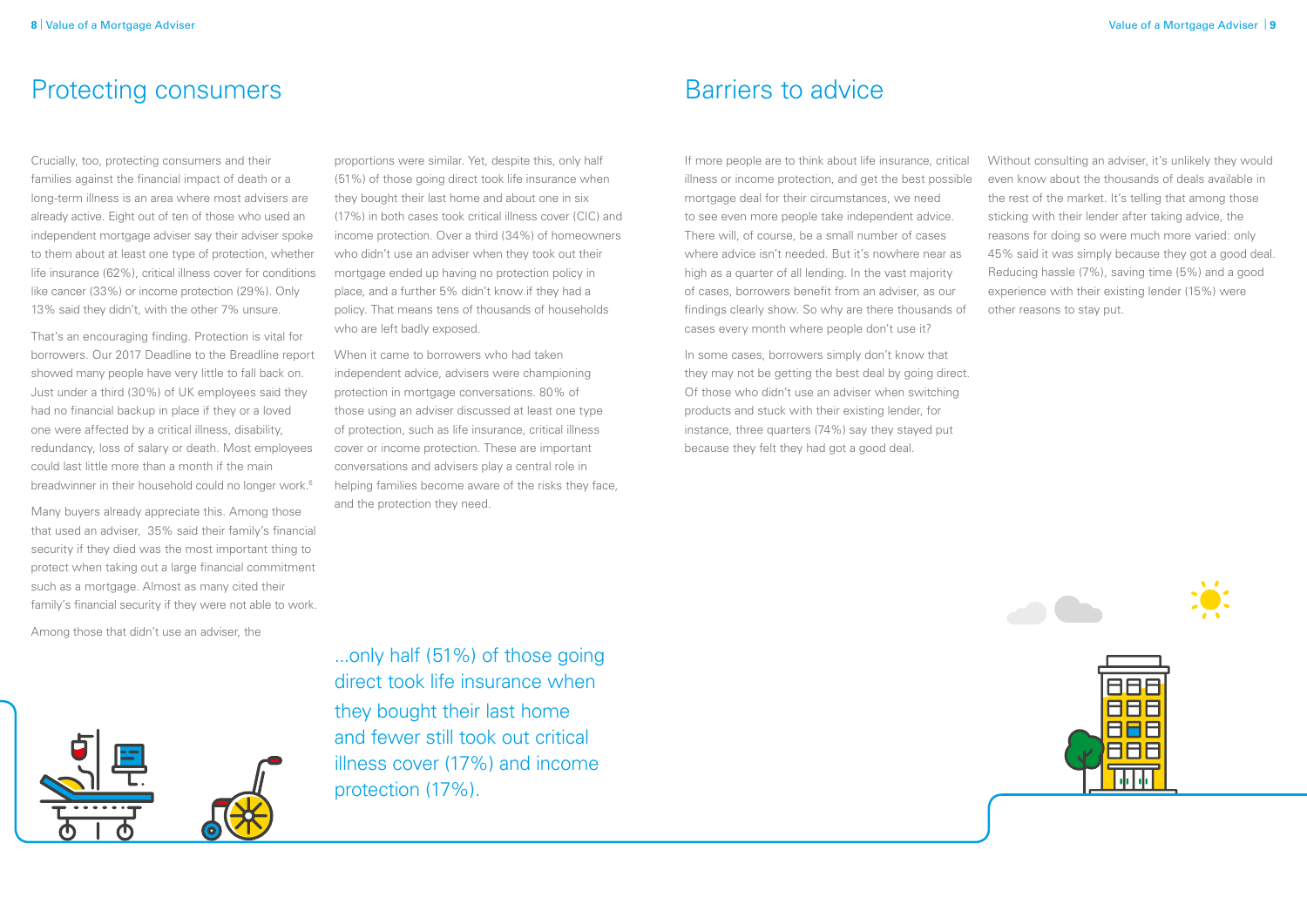# Protecting consumers

Crucially, too, protecting consumers and their families against the financial impact of death or a long-term illness is an area where most advisers are already active. Eight out of ten of those who used an independent mortgage adviser say their adviser spoke to them about at least one type of protection, whether life insurance (62%), critical illness cover for conditions like cancer (33%) or income protection (29%). Only 13% said they didn't, with the other 7% unsure.

That's an encouraging finding. Protection is vital for borrowers. Our 2017 Deadline to the Breadline report showed many people have very little to fall back on. Just under a third (30%) of UK employees said they had no financial backup in place if they or a loved one were affected by a critical illness, disability, redundancy, loss of salary or death. Most employees could last little more than a month if the main breadwinner in their household could no longer work.[6]

Many buyers already appreciate this. Among those that used an adviser, 35% said their family's financial security if they died was the most important thing to protect when taking out a large financial commitment such as a mortgage. Almost as many cited their family's financial security if they were not able to work.

Among those that didn't use an adviser, the proportions were similar. Yet, despite this, only half (51%) of those going direct took life insurance when they bought their last home and about one in six (17%) in both cases took critical illness cover (CIC) and income protection. Over a third (34%) of homeowners who didn't use an adviser when they took out their mortgage ended up having no protection policy in place, and a further 5% didn't know if they had a policy. That means tens of thousands of households who are left badly exposed.

When it came to borrowers who had taken independent advice, advisers were championing protection in mortgage conversations. 80% of those using an adviser discussed at least one type of protection, such as life insurance, critical illness cover or income protection. These are important conversations and advisers play a central role in helping families become aware of the risks they face, and the protection they need.

...only half (51%) of those going direct took life insurance when they bought their last home and fewer still took out critical illness cover (17%) and income protection (17%).

# Barriers to advice

If more people are to think about life insurance, critical illness or income protection, and get the best possible mortgage deal for their circumstances, we need to see even more people take independent advice. There will, of course, be a small number of cases where advice isn't needed. But it's nowhere near as high as a quarter of all lending. In the vast majority of cases, borrowers benefit from an adviser, as our findings clearly show. So why are there thousands of cases every month where people don't use it?

In some cases, borrowers simply don't know that they may not be getting the best deal by going direct. Of those who didn't use an adviser when switching products and stuck with their existing lender, for instance, three quarters (74%) say they stayed put because they felt they had got a good deal.

Without consulting an adviser, it's unlikely they would even know about the thousands of deals available in the rest of the market. It's telling that among those sticking with their lender after taking advice, the reasons for doing so were much more varied: only 45% said it was simply because they got a good deal. Reducing hassle (7%), saving time (5%) and a good experience with their existing lender (15%) were other reasons to stay put.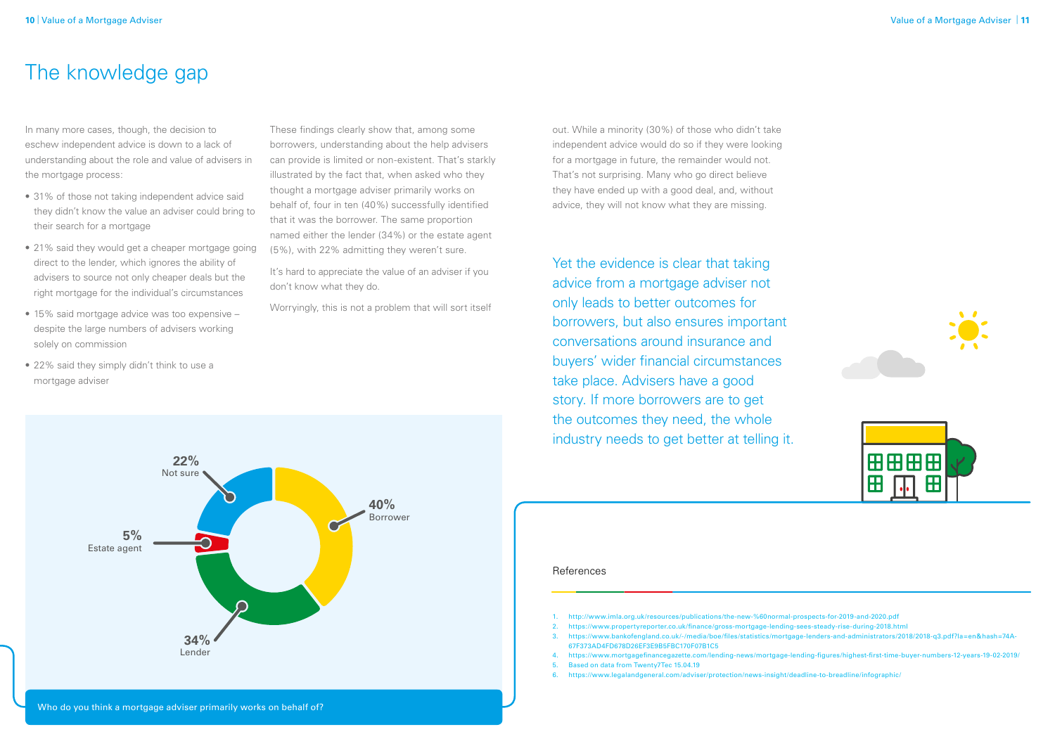# The knowledge gap

In many more cases, though, the decision to eschew independent advice is down to a lack of understanding about the role and value of advisers in the mortgage process:

- 31% of those not taking independent advice said they didn't know the value an adviser could bring to their search for a mortgage
- 21% said they would get a cheaper mortgage going direct to the lender, which ignores the ability of advisers to source not only cheaper deals but the right mortgage for the individual's circumstances
- 15% said mortgage advice was too expensive – despite the large numbers of advisers working solely on commission
- 22% said they simply didn't think to use a mortgage adviser

These findings clearly show that, among some borrowers, understanding about the help advisers can provide is limited or non-existent. That's starkly illustrated by the fact that, when asked who they thought a mortgage adviser primarily works on behalf of, four in ten (40%) successfully identified that it was the borrower. The same proportion named either the lender (34%) or the estate agent (5%), with 22% admitting they weren't sure.

It's hard to appreciate the value of an adviser if you don't know what they do.

Worryingly, this is not a problem that will sort itself out. While a minority (30%) of those who didn't take independent advice would do so if they were looking for a mortgage in future, the remainder would not. That's not surprising. Many who go direct believe they have ended up with a good deal, and, without advice, they will not know what they are missing.

22% Not sure

5% Estate agent

40% Borrower

34% Lender

Who do you think a mortgage adviser primarily works on behalf of?

Yet the evidence is clear that taking advice from a mortgage adviser not only leads to better outcomes for borrowers, but also ensures important conversations around insurance and buyers' wider financial circumstances take place. Advisers have a good story. If more borrowers are to get the outcomes they need, the whole industry needs to get better at telling it.

## References

1. http://www.imla.org.uk/resources/publications/the-new-%60normal-prospects-for-2019-and-2020.pdf
2. https://www.propertyreporter.co.uk/finance/gross-mortgage-lending-sees-steady-rise-during-2018.html
3. https://www.bankofengland.co.uk/-/media/boe/files/statistics/mortgage-lenders-and-administrators/2018/2018-q3.pdf?la=en&hash=74A67F373AD4FD678D26EF3E9B5FBC170F07B1C5
4. https://www.mortgagefinancegazette.com/lending-news/mortgage-lending-figures/highest-first-time-buyer-numbers-12-years-19-02-2019/
5. Based on data from Twenty7Tec 15.04.19
6. https://www.legalandgeneral.com/adviser/protection/news-insight/deadline-to-breadline/infographic/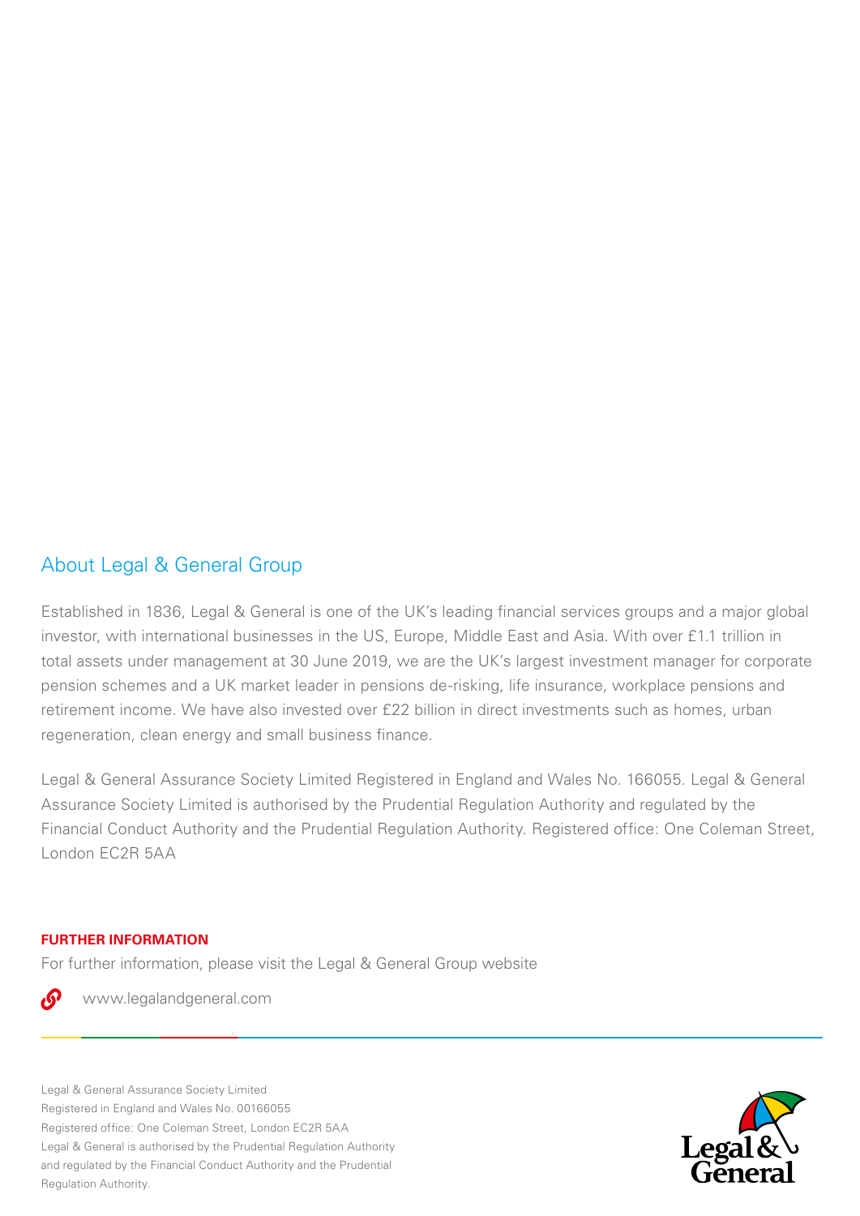## About Legal & General Group

Established in 1836, Legal & General is one of the UK's leading financial services groups and a major global investor, with international businesses in the US, Europe, Middle East and Asia. With over £1.1 trillion in total assets under management at 30 June 2019, we are the UK's largest investment manager for corporate pension schemes and a UK market leader in pensions de-risking, life insurance, workplace pensions and retirement income. We have also invested over £22 billion in direct investments such as homes, urban regeneration, clean energy and small business finance.

Legal & General Assurance Society Limited Registered in England and Wales No. 166055. Legal & General Assurance Society Limited is authorised by the Prudential Regulation Authority and regulated by the Financial Conduct Authority and the Prudential Regulation Authority. Registered office: One Coleman Street, London EC2R 5AA

**FURTHER INFORMATION**

For further information, please visit the Legal & General Group website

www.legalandgeneral.com

Legal & General Assurance Society Limited
Registered in England and Wales No. 00166055
Registered office: One Coleman Street, London EC2R 5AA
Legal & General is authorised by the Prudential Regulation Authority and regulated by the Financial Conduct Authority and the Prudential Regulation Authority.

Legal & General